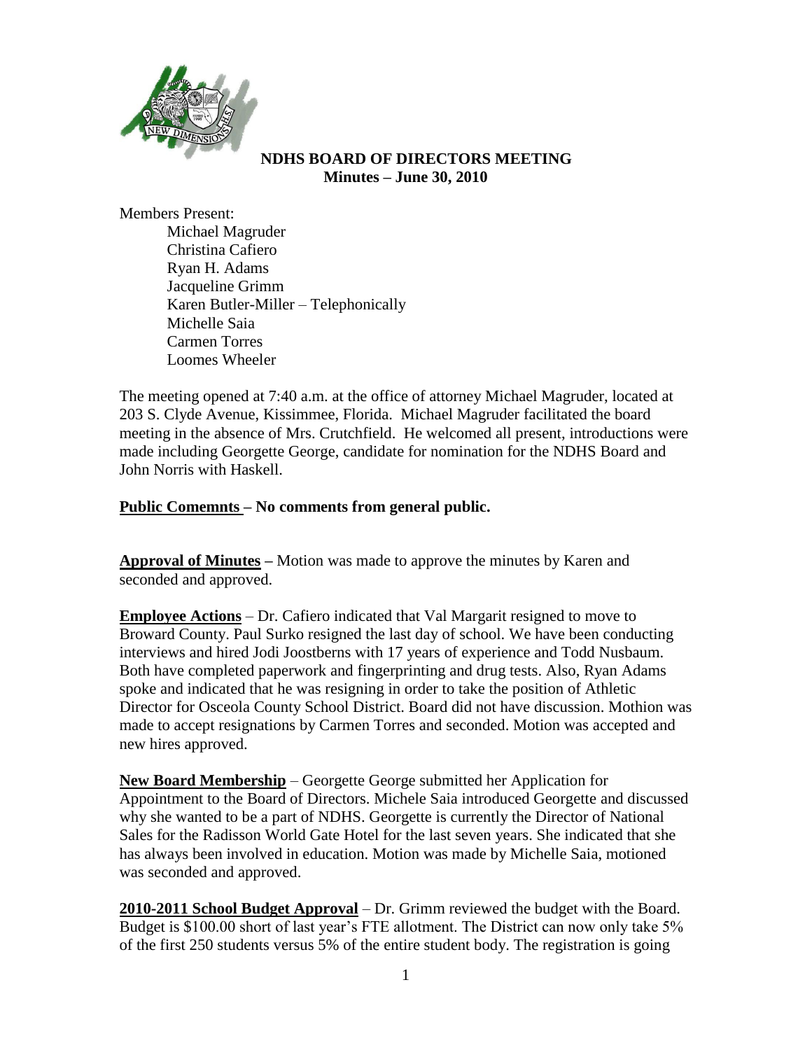**NDHS BOARD OF DIRECTORS MEETING**
**Minutes – June 30, 2010**

Members Present:
- Michael Magruder
- Christina Cafiero
- Ryan H. Adams
- Jacqueline Grimm
- Karen Butler-Miller – Telephonically
- Michelle Saia
- Carmen Torres
- Loomes Wheeler

The meeting opened at 7:40 a.m. at the office of attorney Michael Magruder, located at 203 S. Clyde Avenue, Kissimmee, Florida. Michael Magruder facilitated the board meeting in the absence of Mrs. Crutchfield. He welcomed all present, introductions were made including Georgette George, candidate for nomination for the NDHS Board and John Norris with Haskell.

**Public Comemnts – No comments from general public.**

**Approval of Minutes –** Motion was made to approve the minutes by Karen and seconded and approved.

**Employee Actions** – Dr. Cafiero indicated that Val Margarit resigned to move to Broward County. Paul Surko resigned the last day of school. We have been conducting interviews and hired Jodi Joostberns with 17 years of experience and Todd Nusbaum. Both have completed paperwork and fingerprinting and drug tests. Also, Ryan Adams spoke and indicated that he was resigning in order to take the position of Athletic Director for Osceola County School District. Board did not have discussion. Mothion was made to accept resignations by Carmen Torres and seconded. Motion was accepted and new hires approved.

**New Board Membership** – Georgette George submitted her Application for Appointment to the Board of Directors. Michele Saia introduced Georgette and discussed why she wanted to be a part of NDHS. Georgette is currently the Director of National Sales for the Radisson World Gate Hotel for the last seven years. She indicated that she has always been involved in education. Motion was made by Michelle Saia, motioned was seconded and approved.

**2010-2011 School Budget Approval** – Dr. Grimm reviewed the budget with the Board. Budget is $100.00 short of last year's FTE allotment. The District can now only take 5% of the first 250 students versus 5% of the entire student body. The registration is going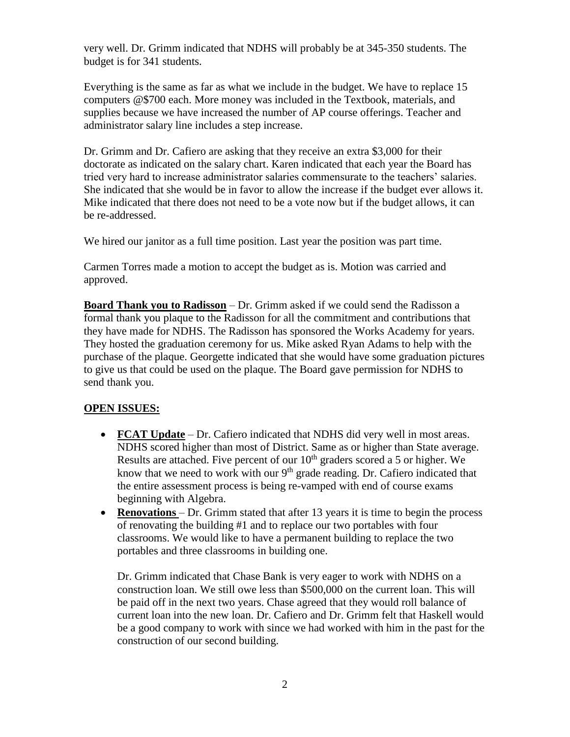very well. Dr. Grimm indicated that NDHS will probably be at 345-350 students. The budget is for 341 students.

Everything is the same as far as what we include in the budget. We have to replace 15 computers @$700 each. More money was included in the Textbook, materials, and supplies because we have increased the number of AP course offerings. Teacher and administrator salary line includes a step increase.

Dr. Grimm and Dr. Cafiero are asking that they receive an extra $3,000 for their doctorate as indicated on the salary chart. Karen indicated that each year the Board has tried very hard to increase administrator salaries commensurate to the teachers' salaries. She indicated that she would be in favor to allow the increase if the budget ever allows it. Mike indicated that there does not need to be a vote now but if the budget allows, it can be re-addressed.

We hired our janitor as a full time position. Last year the position was part time.

Carmen Torres made a motion to accept the budget as is. Motion was carried and approved.

**Board Thank you to Radisson** – Dr. Grimm asked if we could send the Radisson a formal thank you plaque to the Radisson for all the commitment and contributions that they have made for NDHS. The Radisson has sponsored the Works Academy for years. They hosted the graduation ceremony for us. Mike asked Ryan Adams to help with the purchase of the plaque. Georgette indicated that she would have some graduation pictures to give us that could be used on the plaque. The Board gave permission for NDHS to send thank you.

**OPEN ISSUES:**

- **FCAT Update** – Dr. Cafiero indicated that NDHS did very well in most areas. NDHS scored higher than most of District. Same as or higher than State average. Results are attached. Five percent of our 10th graders scored a 5 or higher. We know that we need to work with our 9th grade reading. Dr. Cafiero indicated that the entire assessment process is being re-vamped with end of course exams beginning with Algebra.
- **Renovations** – Dr. Grimm stated that after 13 years it is time to begin the process of renovating the building #1 and to replace our two portables with four classrooms. We would like to have a permanent building to replace the two portables and three classrooms in building one.

  Dr. Grimm indicated that Chase Bank is very eager to work with NDHS on a construction loan. We still owe less than $500,000 on the current loan. This will be paid off in the next two years. Chase agreed that they would roll balance of current loan into the new loan. Dr. Cafiero and Dr. Grimm felt that Haskell would be a good company to work with since we had worked with him in the past for the construction of our second building.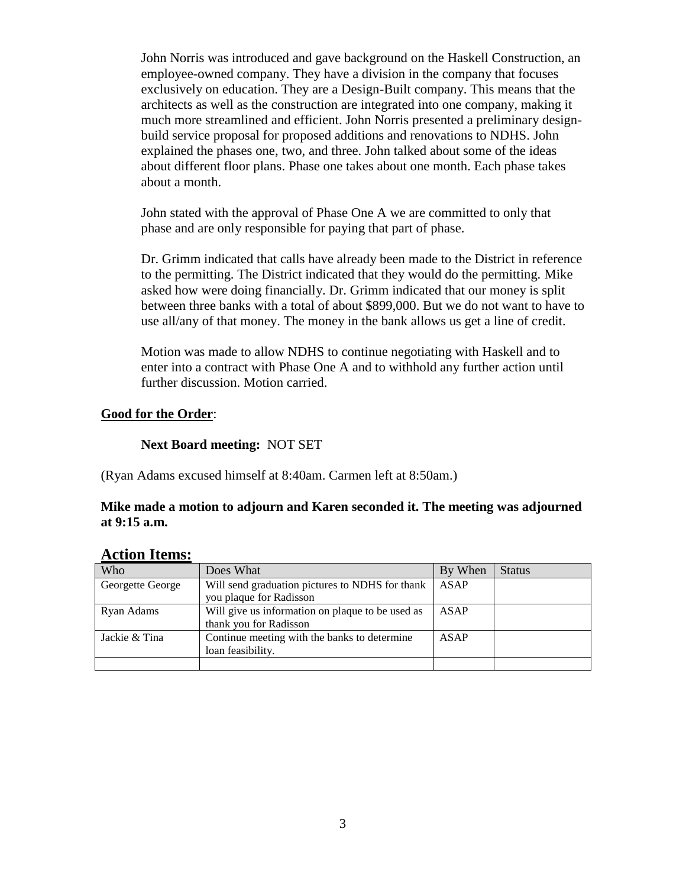John Norris was introduced and gave background on the Haskell Construction, an employee-owned company. They have a division in the company that focuses exclusively on education. They are a Design-Built company. This means that the architects as well as the construction are integrated into one company, making it much more streamlined and efficient. John Norris presented a preliminary design-build service proposal for proposed additions and renovations to NDHS. John explained the phases one, two, and three. John talked about some of the ideas about different floor plans. Phase one takes about one month. Each phase takes about a month.

John stated with the approval of Phase One A we are committed to only that phase and are only responsible for paying that part of phase.

Dr. Grimm indicated that calls have already been made to the District in reference to the permitting. The District indicated that they would do the permitting. Mike asked how were doing financially. Dr. Grimm indicated that our money is split between three banks with a total of about $899,000. But we do not want to have to use all/any of that money. The money in the bank allows us get a line of credit.

Motion was made to allow NDHS to continue negotiating with Haskell and to enter into a contract with Phase One A and to withhold any further action until further discussion. Motion carried.

**Good for the Order**:

**Next Board meeting:** NOT SET

(Ryan Adams excused himself at 8:40am. Carmen left at 8:50am.)

**Mike made a motion to adjourn and Karen seconded it. The meeting was adjourned at 9:15 a.m.**

## Action Items:

| Who | Does What | By When | Status |
|---|---|---|---|
| Georgette George | Will send graduation pictures to NDHS for thank you plaque for Radisson | ASAP | |
| Ryan Adams | Will give us information on plaque to be used as thank you for Radisson | ASAP | |
| Jackie & Tina | Continue meeting with the banks to determine loan feasibility. | ASAP | |
| | | | |